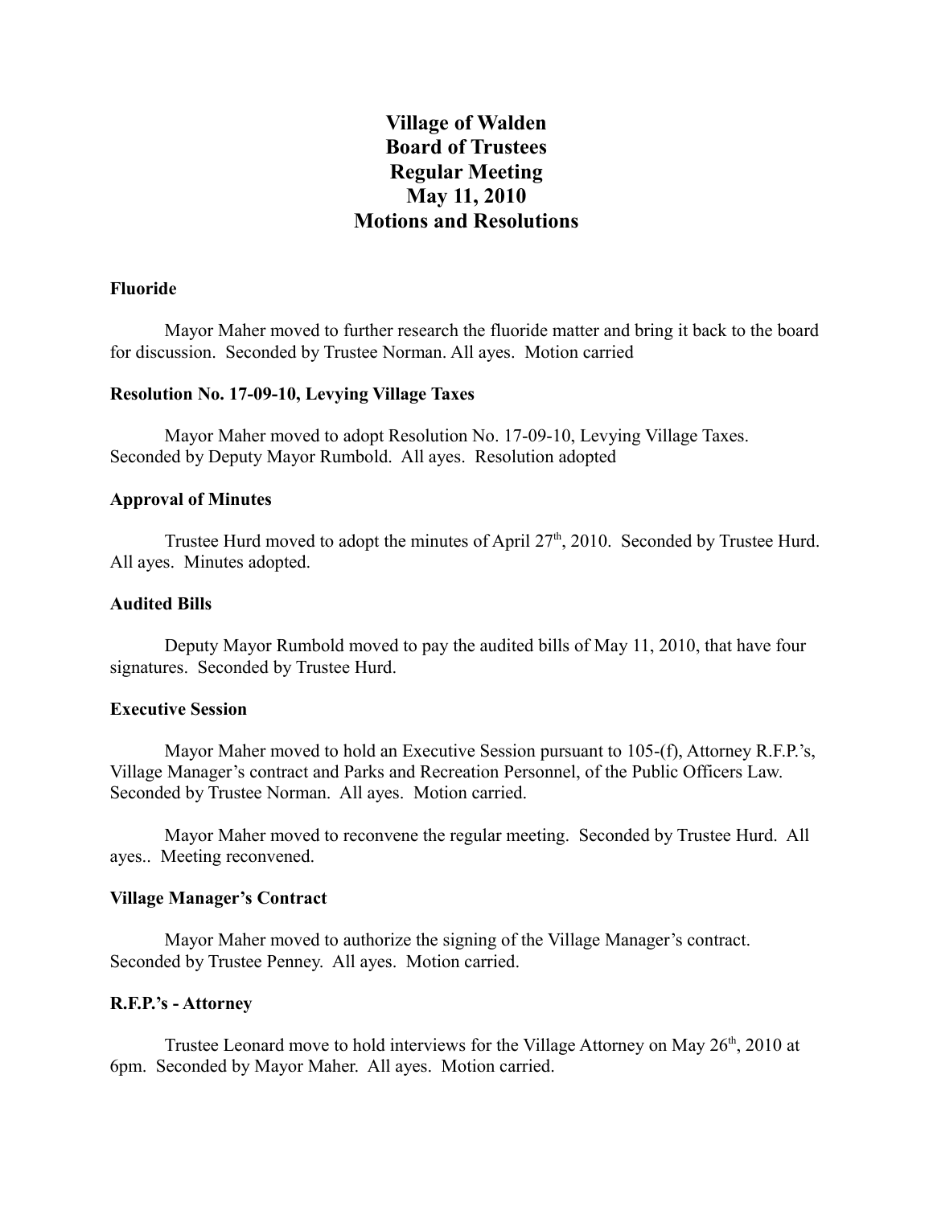# Village of Walden
# Board of Trustees
# Regular Meeting
# May 11, 2010
# Motions and Resolutions

**Fluoride**

Mayor Maher moved to further research the fluoride matter and bring it back to the board for discussion. Seconded by Trustee Norman. All ayes. Motion carried

**Resolution No. 17-09-10, Levying Village Taxes**

Mayor Maher moved to adopt Resolution No. 17-09-10, Levying Village Taxes. Seconded by Deputy Mayor Rumbold. All ayes. Resolution adopted

**Approval of Minutes**

Trustee Hurd moved to adopt the minutes of April 27th, 2010. Seconded by Trustee Hurd. All ayes. Minutes adopted.

**Audited Bills**

Deputy Mayor Rumbold moved to pay the audited bills of May 11, 2010, that have four signatures. Seconded by Trustee Hurd.

**Executive Session**

Mayor Maher moved to hold an Executive Session pursuant to 105-(f), Attorney R.F.P.'s, Village Manager's contract and Parks and Recreation Personnel, of the Public Officers Law. Seconded by Trustee Norman. All ayes. Motion carried.

Mayor Maher moved to reconvene the regular meeting. Seconded by Trustee Hurd. All ayes.. Meeting reconvened.

**Village Manager's Contract**

Mayor Maher moved to authorize the signing of the Village Manager's contract. Seconded by Trustee Penney. All ayes. Motion carried.

**R.F.P.'s - Attorney**

Trustee Leonard move to hold interviews for the Village Attorney on May 26th, 2010 at 6pm. Seconded by Mayor Maher. All ayes. Motion carried.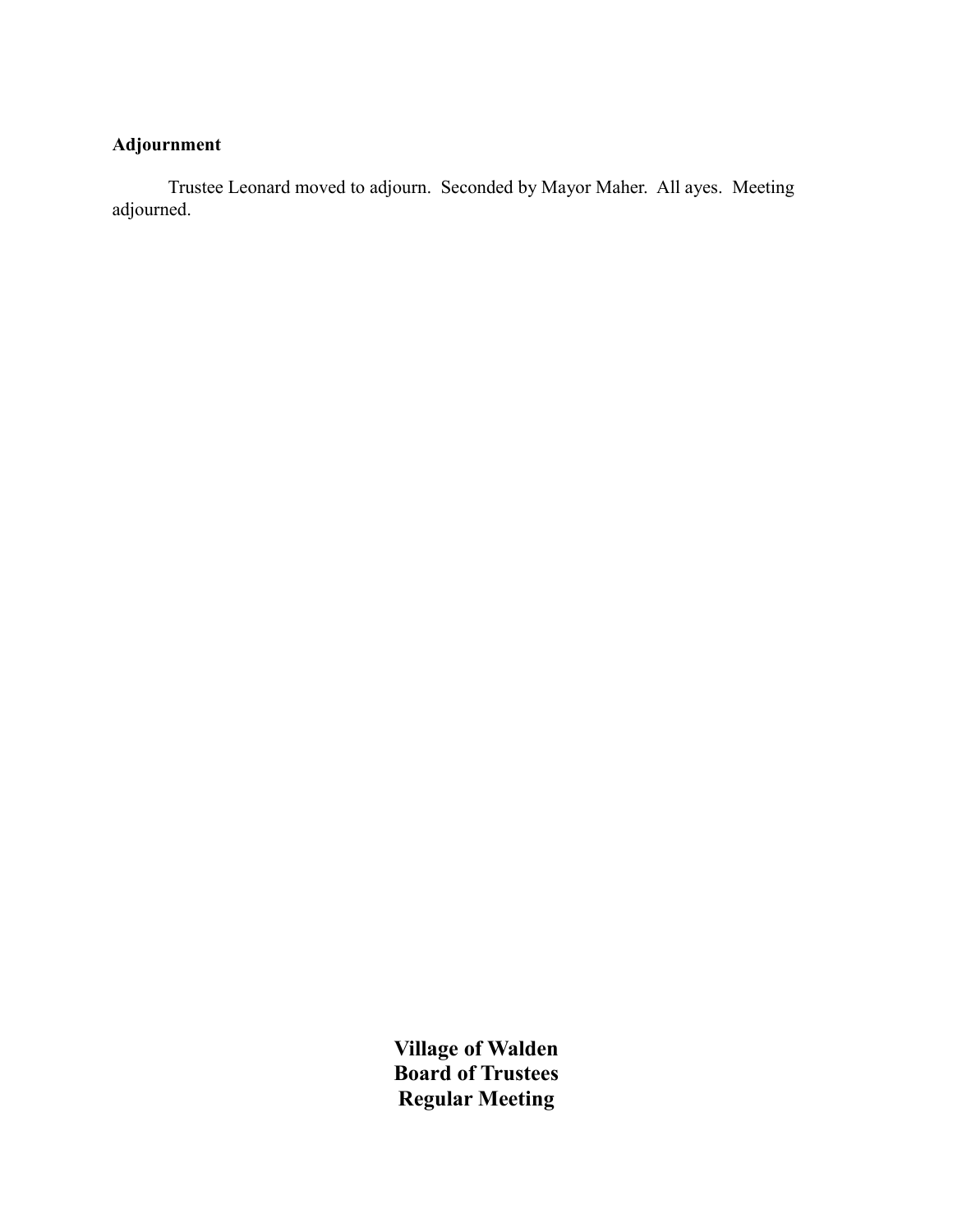**Adjournment**

Trustee Leonard moved to adjourn. Seconded by Mayor Maher. All ayes. Meeting adjourned.

# Village of Walden
# Board of Trustees
# Regular Meeting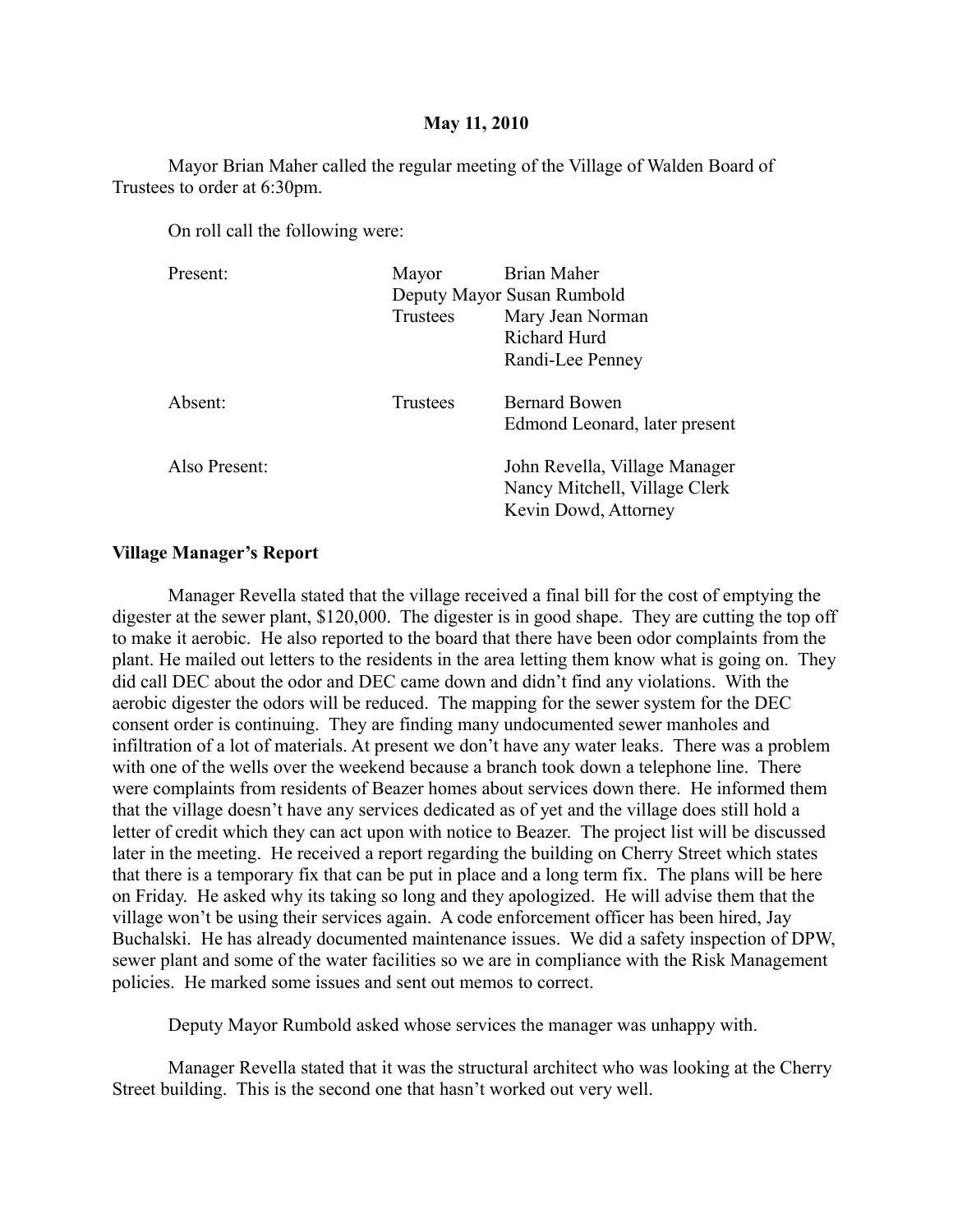**May 11, 2010**

Mayor Brian Maher called the regular meeting of the Village of Walden Board of Trustees to order at 6:30pm.

On roll call the following were:

| | | |
|---|---|---|
| Present: | Mayor | Brian Maher |
| | Deputy Mayor | Susan Rumbold |
| | Trustees | Mary Jean Norman |
| | | Richard Hurd |
| | | Randi-Lee Penney |
| Absent: | Trustees | Bernard Bowen |
| | | Edmond Leonard, later present |
| Also Present: | | John Revella, Village Manager |
| | | Nancy Mitchell, Village Clerk |
| | | Kevin Dowd, Attorney |

**Village Manager's Report**

Manager Revella stated that the village received a final bill for the cost of emptying the digester at the sewer plant, $120,000. The digester is in good shape. They are cutting the top off to make it aerobic. He also reported to the board that there have been odor complaints from the plant. He mailed out letters to the residents in the area letting them know what is going on. They did call DEC about the odor and DEC came down and didn't find any violations. With the aerobic digester the odors will be reduced. The mapping for the sewer system for the DEC consent order is continuing. They are finding many undocumented sewer manholes and infiltration of a lot of materials. At present we don't have any water leaks. There was a problem with one of the wells over the weekend because a branch took down a telephone line. There were complaints from residents of Beazer homes about services down there. He informed them that the village doesn't have any services dedicated as of yet and the village does still hold a letter of credit which they can act upon with notice to Beazer. The project list will be discussed later in the meeting. He received a report regarding the building on Cherry Street which states that there is a temporary fix that can be put in place and a long term fix. The plans will be here on Friday. He asked why its taking so long and they apologized. He will advise them that the village won't be using their services again. A code enforcement officer has been hired, Jay Buchalski. He has already documented maintenance issues. We did a safety inspection of DPW, sewer plant and some of the water facilities so we are in compliance with the Risk Management policies. He marked some issues and sent out memos to correct.

Deputy Mayor Rumbold asked whose services the manager was unhappy with.

Manager Revella stated that it was the structural architect who was looking at the Cherry Street building. This is the second one that hasn't worked out very well.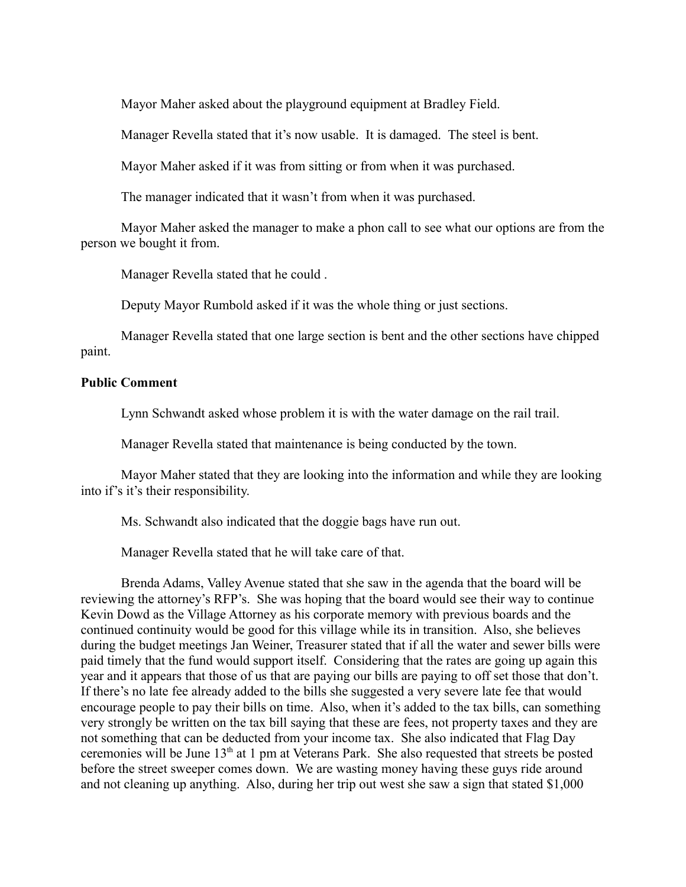Mayor Maher asked about the playground equipment at Bradley Field.

Manager Revella stated that it's now usable. It is damaged. The steel is bent.

Mayor Maher asked if it was from sitting or from when it was purchased.

The manager indicated that it wasn't from when it was purchased.

Mayor Maher asked the manager to make a phon call to see what our options are from the person we bought it from.

Manager Revella stated that he could .

Deputy Mayor Rumbold asked if it was the whole thing or just sections.

Manager Revella stated that one large section is bent and the other sections have chipped paint.

**Public Comment**

Lynn Schwandt asked whose problem it is with the water damage on the rail trail.

Manager Revella stated that maintenance is being conducted by the town.

Mayor Maher stated that they are looking into the information and while they are looking into if's it's their responsibility.

Ms. Schwandt also indicated that the doggie bags have run out.

Manager Revella stated that he will take care of that.

Brenda Adams, Valley Avenue stated that she saw in the agenda that the board will be reviewing the attorney's RFP's. She was hoping that the board would see their way to continue Kevin Dowd as the Village Attorney as his corporate memory with previous boards and the continued continuity would be good for this village while its in transition. Also, she believes during the budget meetings Jan Weiner, Treasurer stated that if all the water and sewer bills were paid timely that the fund would support itself. Considering that the rates are going up again this year and it appears that those of us that are paying our bills are paying to off set those that don't. If there's no late fee already added to the bills she suggested a very severe late fee that would encourage people to pay their bills on time. Also, when it's added to the tax bills, can something very strongly be written on the tax bill saying that these are fees, not property taxes and they are not something that can be deducted from your income tax. She also indicated that Flag Day ceremonies will be June 13th at 1 pm at Veterans Park. She also requested that streets be posted before the street sweeper comes down. We are wasting money having these guys ride around and not cleaning up anything. Also, during her trip out west she saw a sign that stated $1,000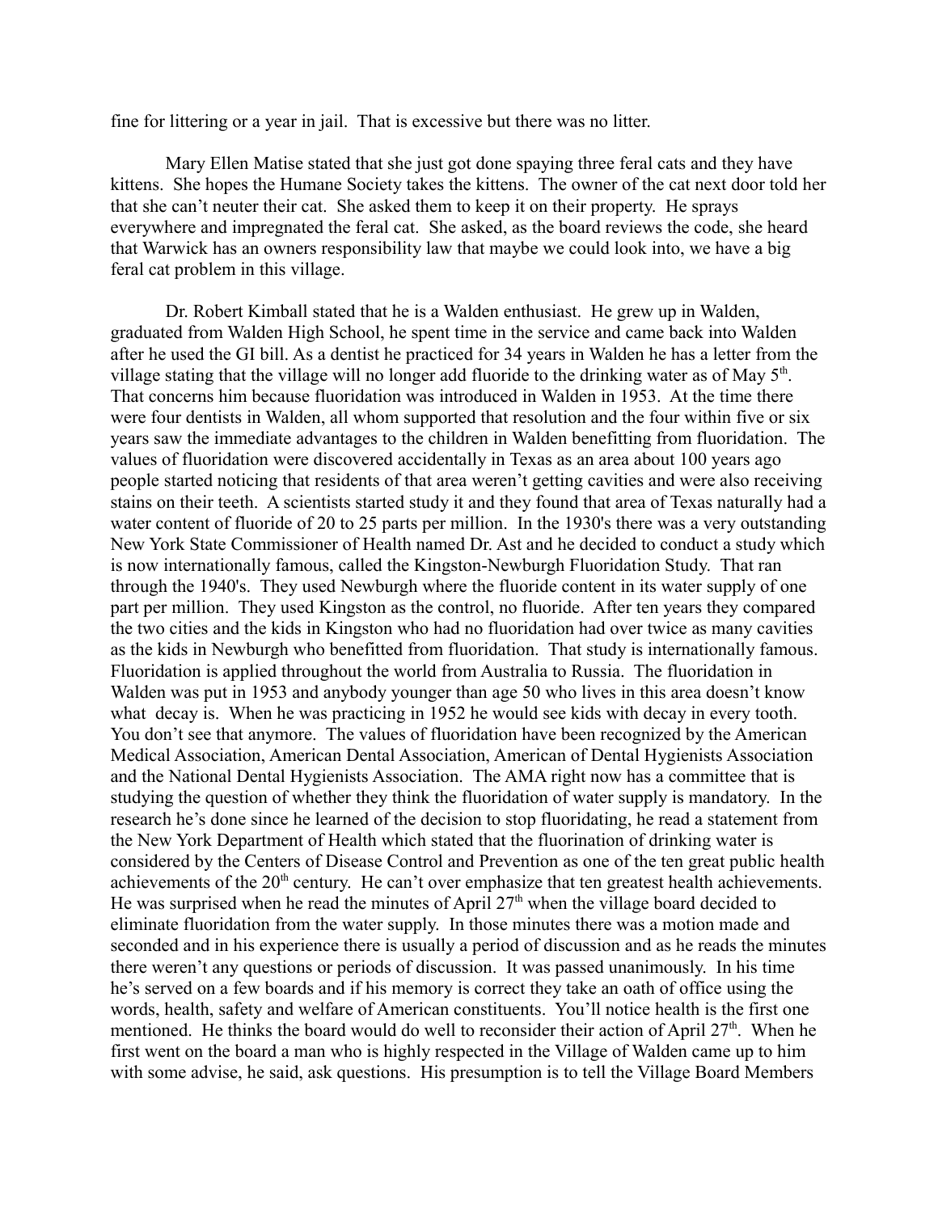fine for littering or a year in jail. That is excessive but there was no litter.

Mary Ellen Matise stated that she just got done spaying three feral cats and they have kittens. She hopes the Humane Society takes the kittens. The owner of the cat next door told her that she can't neuter their cat. She asked them to keep it on their property. He sprays everywhere and impregnated the feral cat. She asked, as the board reviews the code, she heard that Warwick has an owners responsibility law that maybe we could look into, we have a big feral cat problem in this village.

Dr. Robert Kimball stated that he is a Walden enthusiast. He grew up in Walden, graduated from Walden High School, he spent time in the service and came back into Walden after he used the GI bill. As a dentist he practiced for 34 years in Walden he has a letter from the village stating that the village will no longer add fluoride to the drinking water as of May 5th. That concerns him because fluoridation was introduced in Walden in 1953. At the time there were four dentists in Walden, all whom supported that resolution and the four within five or six years saw the immediate advantages to the children in Walden benefitting from fluoridation. The values of fluoridation were discovered accidentally in Texas as an area about 100 years ago people started noticing that residents of that area weren't getting cavities and were also receiving stains on their teeth. A scientists started study it and they found that area of Texas naturally had a water content of fluoride of 20 to 25 parts per million. In the 1930's there was a very outstanding New York State Commissioner of Health named Dr. Ast and he decided to conduct a study which is now internationally famous, called the Kingston-Newburgh Fluoridation Study. That ran through the 1940's. They used Newburgh where the fluoride content in its water supply of one part per million. They used Kingston as the control, no fluoride. After ten years they compared the two cities and the kids in Kingston who had no fluoridation had over twice as many cavities as the kids in Newburgh who benefitted from fluoridation. That study is internationally famous. Fluoridation is applied throughout the world from Australia to Russia. The fluoridation in Walden was put in 1953 and anybody younger than age 50 who lives in this area doesn't know what decay is. When he was practicing in 1952 he would see kids with decay in every tooth. You don't see that anymore. The values of fluoridation have been recognized by the American Medical Association, American Dental Association, American of Dental Hygienists Association and the National Dental Hygienists Association. The AMA right now has a committee that is studying the question of whether they think the fluoridation of water supply is mandatory. In the research he's done since he learned of the decision to stop fluoridating, he read a statement from the New York Department of Health which stated that the fluorination of drinking water is considered by the Centers of Disease Control and Prevention as one of the ten great public health achievements of the 20th century. He can't over emphasize that ten greatest health achievements. He was surprised when he read the minutes of April 27th when the village board decided to eliminate fluoridation from the water supply. In those minutes there was a motion made and seconded and in his experience there is usually a period of discussion and as he reads the minutes there weren't any questions or periods of discussion. It was passed unanimously. In his time he's served on a few boards and if his memory is correct they take an oath of office using the words, health, safety and welfare of American constituents. You'll notice health is the first one mentioned. He thinks the board would do well to reconsider their action of April 27th. When he first went on the board a man who is highly respected in the Village of Walden came up to him with some advise, he said, ask questions. His presumption is to tell the Village Board Members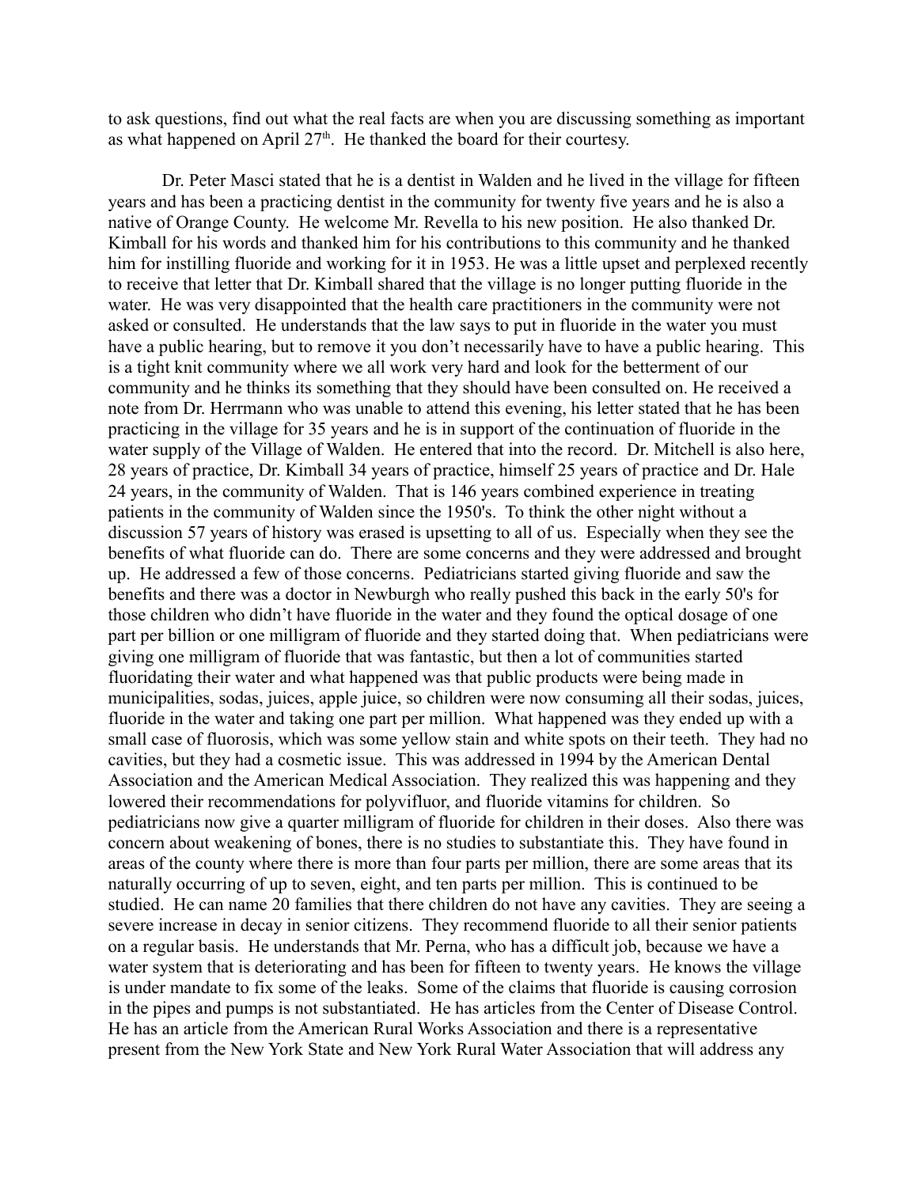to ask questions, find out what the real facts are when you are discussing something as important as what happened on April 27th. He thanked the board for their courtesy.

Dr. Peter Masci stated that he is a dentist in Walden and he lived in the village for fifteen years and has been a practicing dentist in the community for twenty five years and he is also a native of Orange County. He welcome Mr. Revella to his new position. He also thanked Dr. Kimball for his words and thanked him for his contributions to this community and he thanked him for instilling fluoride and working for it in 1953. He was a little upset and perplexed recently to receive that letter that Dr. Kimball shared that the village is no longer putting fluoride in the water. He was very disappointed that the health care practitioners in the community were not asked or consulted. He understands that the law says to put in fluoride in the water you must have a public hearing, but to remove it you don't necessarily have to have a public hearing. This is a tight knit community where we all work very hard and look for the betterment of our community and he thinks its something that they should have been consulted on. He received a note from Dr. Herrmann who was unable to attend this evening, his letter stated that he has been practicing in the village for 35 years and he is in support of the continuation of fluoride in the water supply of the Village of Walden. He entered that into the record. Dr. Mitchell is also here, 28 years of practice, Dr. Kimball 34 years of practice, himself 25 years of practice and Dr. Hale 24 years, in the community of Walden. That is 146 years combined experience in treating patients in the community of Walden since the 1950's. To think the other night without a discussion 57 years of history was erased is upsetting to all of us. Especially when they see the benefits of what fluoride can do. There are some concerns and they were addressed and brought up. He addressed a few of those concerns. Pediatricians started giving fluoride and saw the benefits and there was a doctor in Newburgh who really pushed this back in the early 50's for those children who didn't have fluoride in the water and they found the optical dosage of one part per billion or one milligram of fluoride and they started doing that. When pediatricians were giving one milligram of fluoride that was fantastic, but then a lot of communities started fluoridating their water and what happened was that public products were being made in municipalities, sodas, juices, apple juice, so children were now consuming all their sodas, juices, fluoride in the water and taking one part per million. What happened was they ended up with a small case of fluorosis, which was some yellow stain and white spots on their teeth. They had no cavities, but they had a cosmetic issue. This was addressed in 1994 by the American Dental Association and the American Medical Association. They realized this was happening and they lowered their recommendations for polyvifluor, and fluoride vitamins for children. So pediatricians now give a quarter milligram of fluoride for children in their doses. Also there was concern about weakening of bones, there is no studies to substantiate this. They have found in areas of the county where there is more than four parts per million, there are some areas that its naturally occurring of up to seven, eight, and ten parts per million. This is continued to be studied. He can name 20 families that there children do not have any cavities. They are seeing a severe increase in decay in senior citizens. They recommend fluoride to all their senior patients on a regular basis. He understands that Mr. Perna, who has a difficult job, because we have a water system that is deteriorating and has been for fifteen to twenty years. He knows the village is under mandate to fix some of the leaks. Some of the claims that fluoride is causing corrosion in the pipes and pumps is not substantiated. He has articles from the Center of Disease Control. He has an article from the American Rural Works Association and there is a representative present from the New York State and New York Rural Water Association that will address any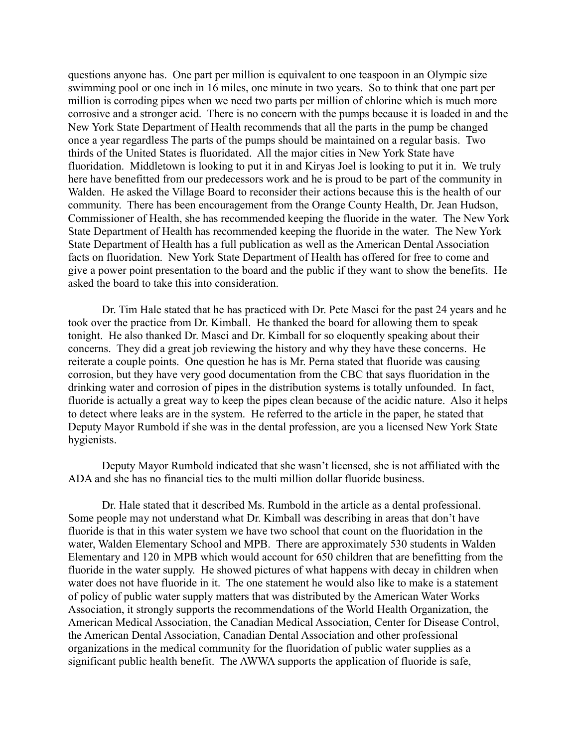questions anyone has. One part per million is equivalent to one teaspoon in an Olympic size swimming pool or one inch in 16 miles, one minute in two years. So to think that one part per million is corroding pipes when we need two parts per million of chlorine which is much more corrosive and a stronger acid. There is no concern with the pumps because it is loaded in and the New York State Department of Health recommends that all the parts in the pump be changed once a year regardless The parts of the pumps should be maintained on a regular basis. Two thirds of the United States is fluoridated. All the major cities in New York State have fluoridation. Middletown is looking to put it in and Kiryas Joel is looking to put it in. We truly here have benefitted from our predecessors work and he is proud to be part of the community in Walden. He asked the Village Board to reconsider their actions because this is the health of our community. There has been encouragement from the Orange County Health, Dr. Jean Hudson, Commissioner of Health, she has recommended keeping the fluoride in the water. The New York State Department of Health has recommended keeping the fluoride in the water. The New York State Department of Health has a full publication as well as the American Dental Association facts on fluoridation. New York State Department of Health has offered for free to come and give a power point presentation to the board and the public if they want to show the benefits. He asked the board to take this into consideration.

Dr. Tim Hale stated that he has practiced with Dr. Pete Masci for the past 24 years and he took over the practice from Dr. Kimball. He thanked the board for allowing them to speak tonight. He also thanked Dr. Masci and Dr. Kimball for so eloquently speaking about their concerns. They did a great job reviewing the history and why they have these concerns. He reiterate a couple points. One question he has is Mr. Perna stated that fluoride was causing corrosion, but they have very good documentation from the CBC that says fluoridation in the drinking water and corrosion of pipes in the distribution systems is totally unfounded. In fact, fluoride is actually a great way to keep the pipes clean because of the acidic nature. Also it helps to detect where leaks are in the system. He referred to the article in the paper, he stated that Deputy Mayor Rumbold if she was in the dental profession, are you a licensed New York State hygienists.

Deputy Mayor Rumbold indicated that she wasn't licensed, she is not affiliated with the ADA and she has no financial ties to the multi million dollar fluoride business.

Dr. Hale stated that it described Ms. Rumbold in the article as a dental professional. Some people may not understand what Dr. Kimball was describing in areas that don't have fluoride is that in this water system we have two school that count on the fluoridation in the water, Walden Elementary School and MPB. There are approximately 530 students in Walden Elementary and 120 in MPB which would account for 650 children that are benefitting from the fluoride in the water supply. He showed pictures of what happens with decay in children when water does not have fluoride in it. The one statement he would also like to make is a statement of policy of public water supply matters that was distributed by the American Water Works Association, it strongly supports the recommendations of the World Health Organization, the American Medical Association, the Canadian Medical Association, Center for Disease Control, the American Dental Association, Canadian Dental Association and other professional organizations in the medical community for the fluoridation of public water supplies as a significant public health benefit. The AWWA supports the application of fluoride is safe,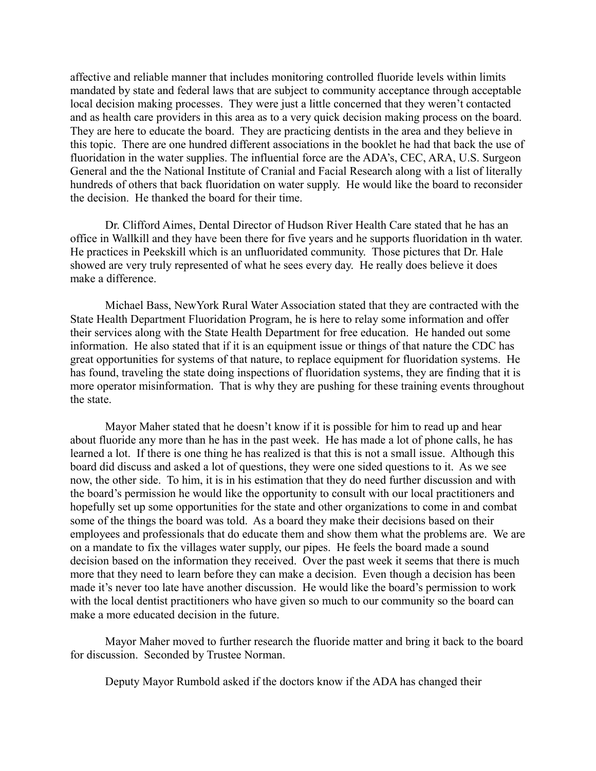affective and reliable manner that includes monitoring controlled fluoride levels within limits mandated by state and federal laws that are subject to community acceptance through acceptable local decision making processes. They were just a little concerned that they weren't contacted and as health care providers in this area as to a very quick decision making process on the board. They are here to educate the board. They are practicing dentists in the area and they believe in this topic. There are one hundred different associations in the booklet he had that back the use of fluoridation in the water supplies. The influential force are the ADA's, CEC, ARA, U.S. Surgeon General and the the National Institute of Cranial and Facial Research along with a list of literally hundreds of others that back fluoridation on water supply. He would like the board to reconsider the decision. He thanked the board for their time.

Dr. Clifford Aimes, Dental Director of Hudson River Health Care stated that he has an office in Wallkill and they have been there for five years and he supports fluoridation in th water. He practices in Peekskill which is an unfluoridated community. Those pictures that Dr. Hale showed are very truly represented of what he sees every day. He really does believe it does make a difference.

Michael Bass, NewYork Rural Water Association stated that they are contracted with the State Health Department Fluoridation Program, he is here to relay some information and offer their services along with the State Health Department for free education. He handed out some information. He also stated that if it is an equipment issue or things of that nature the CDC has great opportunities for systems of that nature, to replace equipment for fluoridation systems. He has found, traveling the state doing inspections of fluoridation systems, they are finding that it is more operator misinformation. That is why they are pushing for these training events throughout the state.

Mayor Maher stated that he doesn't know if it is possible for him to read up and hear about fluoride any more than he has in the past week. He has made a lot of phone calls, he has learned a lot. If there is one thing he has realized is that this is not a small issue. Although this board did discuss and asked a lot of questions, they were one sided questions to it. As we see now, the other side. To him, it is in his estimation that they do need further discussion and with the board's permission he would like the opportunity to consult with our local practitioners and hopefully set up some opportunities for the state and other organizations to come in and combat some of the things the board was told. As a board they make their decisions based on their employees and professionals that do educate them and show them what the problems are. We are on a mandate to fix the villages water supply, our pipes. He feels the board made a sound decision based on the information they received. Over the past week it seems that there is much more that they need to learn before they can make a decision. Even though a decision has been made it's never too late have another discussion. He would like the board's permission to work with the local dentist practitioners who have given so much to our community so the board can make a more educated decision in the future.

Mayor Maher moved to further research the fluoride matter and bring it back to the board for discussion. Seconded by Trustee Norman.

Deputy Mayor Rumbold asked if the doctors know if the ADA has changed their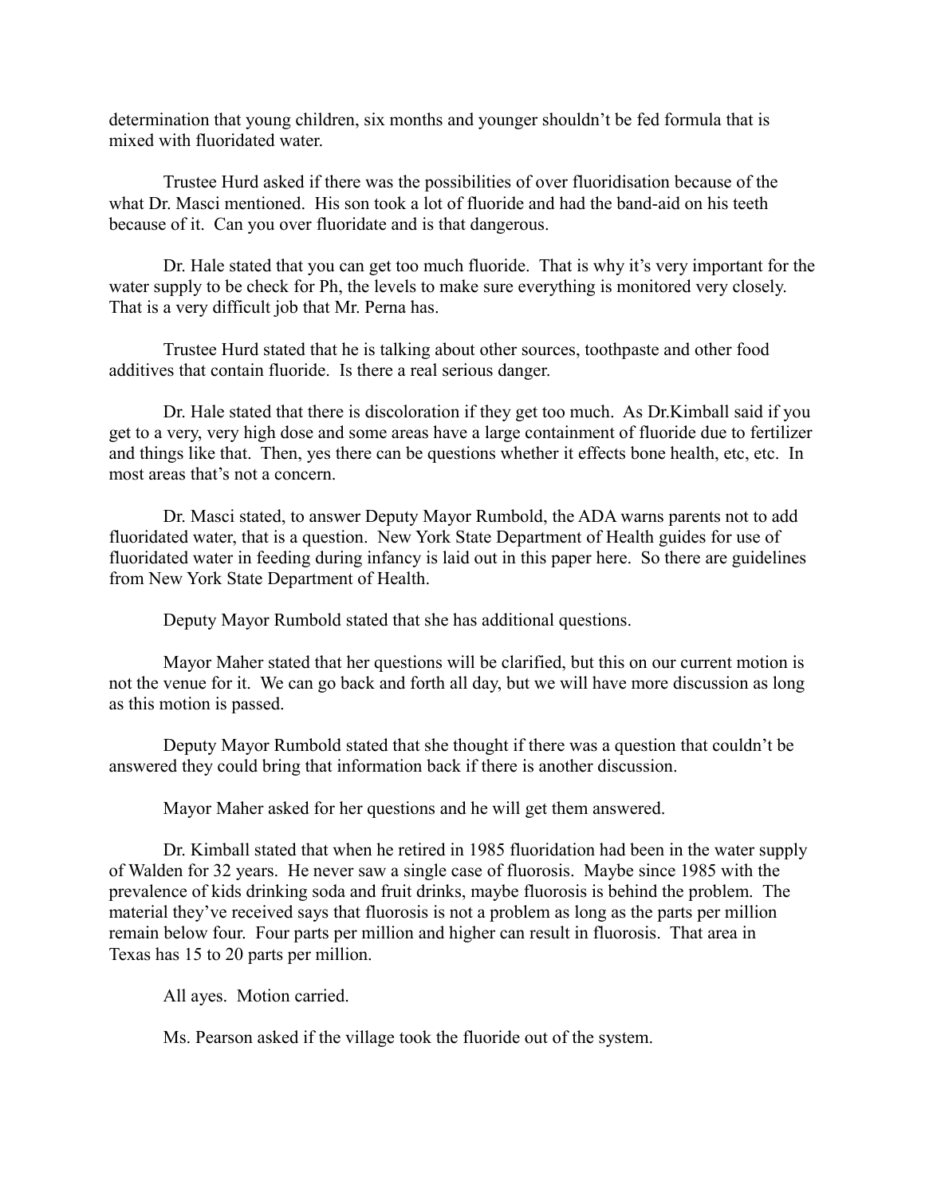determination that young children, six months and younger shouldn't be fed formula that is mixed with fluoridated water.

Trustee Hurd asked if there was the possibilities of over fluoridisation because of the what Dr. Masci mentioned. His son took a lot of fluoride and had the band-aid on his teeth because of it. Can you over fluoridate and is that dangerous.

Dr. Hale stated that you can get too much fluoride. That is why it's very important for the water supply to be check for Ph, the levels to make sure everything is monitored very closely. That is a very difficult job that Mr. Perna has.

Trustee Hurd stated that he is talking about other sources, toothpaste and other food additives that contain fluoride. Is there a real serious danger.

Dr. Hale stated that there is discoloration if they get too much. As Dr.Kimball said if you get to a very, very high dose and some areas have a large containment of fluoride due to fertilizer and things like that. Then, yes there can be questions whether it effects bone health, etc, etc. In most areas that's not a concern.

Dr. Masci stated, to answer Deputy Mayor Rumbold, the ADA warns parents not to add fluoridated water, that is a question. New York State Department of Health guides for use of fluoridated water in feeding during infancy is laid out in this paper here. So there are guidelines from New York State Department of Health.

Deputy Mayor Rumbold stated that she has additional questions.

Mayor Maher stated that her questions will be clarified, but this on our current motion is not the venue for it. We can go back and forth all day, but we will have more discussion as long as this motion is passed.

Deputy Mayor Rumbold stated that she thought if there was a question that couldn't be answered they could bring that information back if there is another discussion.

Mayor Maher asked for her questions and he will get them answered.

Dr. Kimball stated that when he retired in 1985 fluoridation had been in the water supply of Walden for 32 years. He never saw a single case of fluorosis. Maybe since 1985 with the prevalence of kids drinking soda and fruit drinks, maybe fluorosis is behind the problem. The material they've received says that fluorosis is not a problem as long as the parts per million remain below four. Four parts per million and higher can result in fluorosis. That area in Texas has 15 to 20 parts per million.

All ayes. Motion carried.

Ms. Pearson asked if the village took the fluoride out of the system.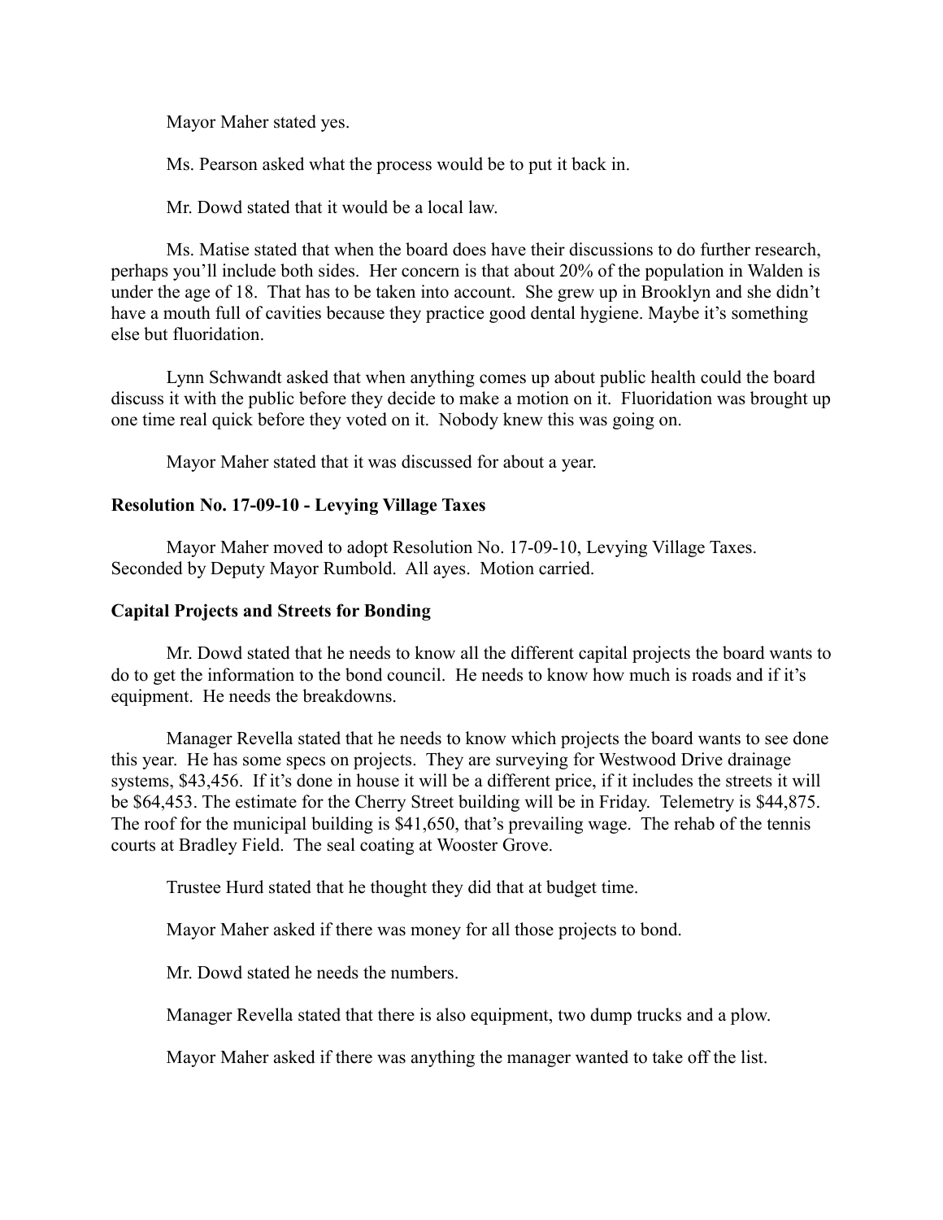Mayor Maher stated yes.

Ms. Pearson asked what the process would be to put it back in.

Mr. Dowd stated that it would be a local law.

Ms. Matise stated that when the board does have their discussions to do further research, perhaps you'll include both sides. Her concern is that about 20% of the population in Walden is under the age of 18. That has to be taken into account. She grew up in Brooklyn and she didn't have a mouth full of cavities because they practice good dental hygiene. Maybe it's something else but fluoridation.

Lynn Schwandt asked that when anything comes up about public health could the board discuss it with the public before they decide to make a motion on it. Fluoridation was brought up one time real quick before they voted on it. Nobody knew this was going on.

Mayor Maher stated that it was discussed for about a year.

**Resolution No. 17-09-10 - Levying Village Taxes**

Mayor Maher moved to adopt Resolution No. 17-09-10, Levying Village Taxes. Seconded by Deputy Mayor Rumbold. All ayes. Motion carried.

**Capital Projects and Streets for Bonding**

Mr. Dowd stated that he needs to know all the different capital projects the board wants to do to get the information to the bond council. He needs to know how much is roads and if it's equipment. He needs the breakdowns.

Manager Revella stated that he needs to know which projects the board wants to see done this year. He has some specs on projects. They are surveying for Westwood Drive drainage systems, $43,456. If it's done in house it will be a different price, if it includes the streets it will be $64,453. The estimate for the Cherry Street building will be in Friday. Telemetry is $44,875. The roof for the municipal building is $41,650, that's prevailing wage. The rehab of the tennis courts at Bradley Field. The seal coating at Wooster Grove.

Trustee Hurd stated that he thought they did that at budget time.

Mayor Maher asked if there was money for all those projects to bond.

Mr. Dowd stated he needs the numbers.

Manager Revella stated that there is also equipment, two dump trucks and a plow.

Mayor Maher asked if there was anything the manager wanted to take off the list.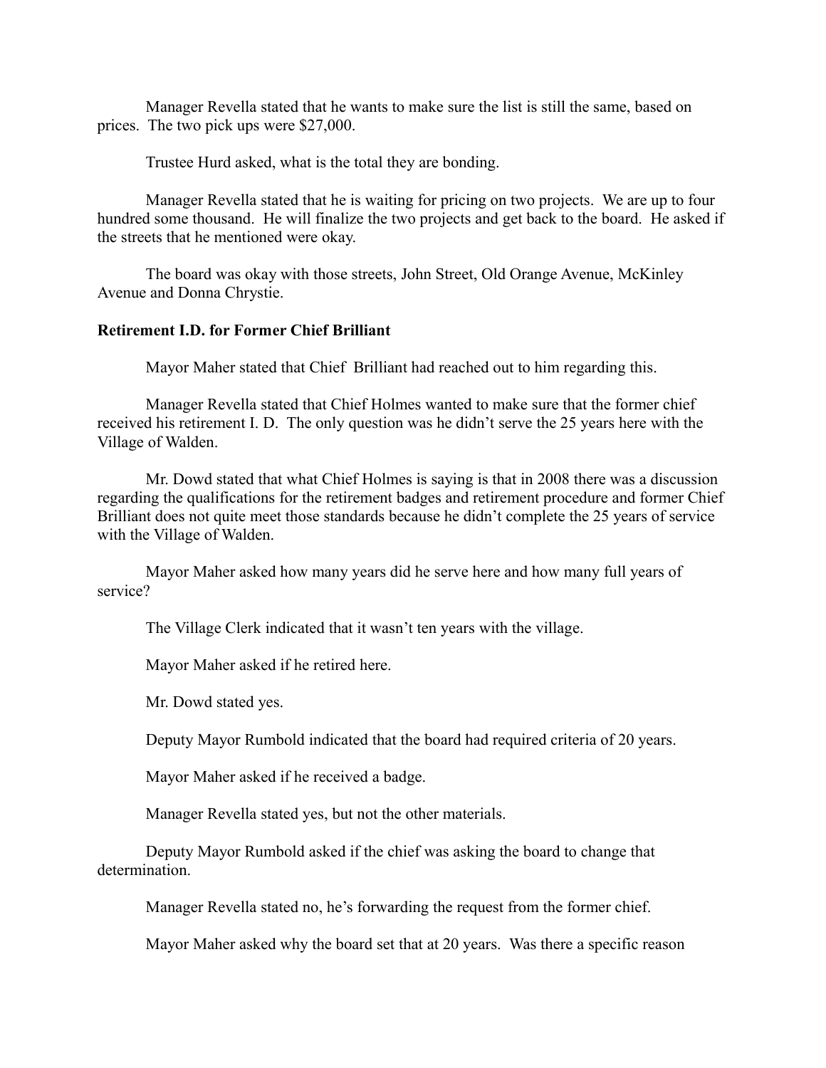Manager Revella stated that he wants to make sure the list is still the same, based on prices. The two pick ups were $27,000.

Trustee Hurd asked, what is the total they are bonding.

Manager Revella stated that he is waiting for pricing on two projects. We are up to four hundred some thousand. He will finalize the two projects and get back to the board. He asked if the streets that he mentioned were okay.

The board was okay with those streets, John Street, Old Orange Avenue, McKinley Avenue and Donna Chrystie.

**Retirement I.D. for Former Chief Brilliant**

Mayor Maher stated that Chief Brilliant had reached out to him regarding this.

Manager Revella stated that Chief Holmes wanted to make sure that the former chief received his retirement I. D. The only question was he didn't serve the 25 years here with the Village of Walden.

Mr. Dowd stated that what Chief Holmes is saying is that in 2008 there was a discussion regarding the qualifications for the retirement badges and retirement procedure and former Chief Brilliant does not quite meet those standards because he didn't complete the 25 years of service with the Village of Walden.

Mayor Maher asked how many years did he serve here and how many full years of service?

The Village Clerk indicated that it wasn't ten years with the village.

Mayor Maher asked if he retired here.

Mr. Dowd stated yes.

Deputy Mayor Rumbold indicated that the board had required criteria of 20 years.

Mayor Maher asked if he received a badge.

Manager Revella stated yes, but not the other materials.

Deputy Mayor Rumbold asked if the chief was asking the board to change that determination.

Manager Revella stated no, he's forwarding the request from the former chief.

Mayor Maher asked why the board set that at 20 years. Was there a specific reason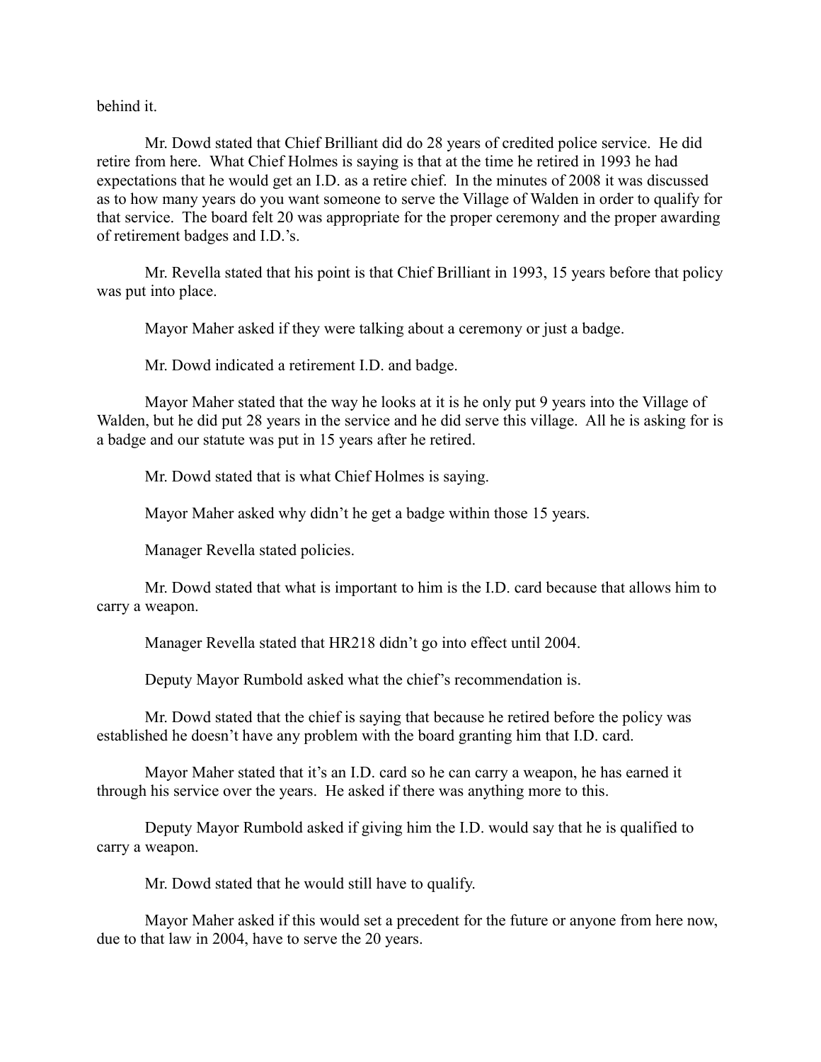behind it.

Mr. Dowd stated that Chief Brilliant did do 28 years of credited police service. He did retire from here. What Chief Holmes is saying is that at the time he retired in 1993 he had expectations that he would get an I.D. as a retire chief. In the minutes of 2008 it was discussed as to how many years do you want someone to serve the Village of Walden in order to qualify for that service. The board felt 20 was appropriate for the proper ceremony and the proper awarding of retirement badges and I.D.'s.

Mr. Revella stated that his point is that Chief Brilliant in 1993, 15 years before that policy was put into place.

Mayor Maher asked if they were talking about a ceremony or just a badge.

Mr. Dowd indicated a retirement I.D. and badge.

Mayor Maher stated that the way he looks at it is he only put 9 years into the Village of Walden, but he did put 28 years in the service and he did serve this village. All he is asking for is a badge and our statute was put in 15 years after he retired.

Mr. Dowd stated that is what Chief Holmes is saying.

Mayor Maher asked why didn't he get a badge within those 15 years.

Manager Revella stated policies.

Mr. Dowd stated that what is important to him is the I.D. card because that allows him to carry a weapon.

Manager Revella stated that HR218 didn't go into effect until 2004.

Deputy Mayor Rumbold asked what the chief's recommendation is.

Mr. Dowd stated that the chief is saying that because he retired before the policy was established he doesn't have any problem with the board granting him that I.D. card.

Mayor Maher stated that it's an I.D. card so he can carry a weapon, he has earned it through his service over the years. He asked if there was anything more to this.

Deputy Mayor Rumbold asked if giving him the I.D. would say that he is qualified to carry a weapon.

Mr. Dowd stated that he would still have to qualify.

Mayor Maher asked if this would set a precedent for the future or anyone from here now, due to that law in 2004, have to serve the 20 years.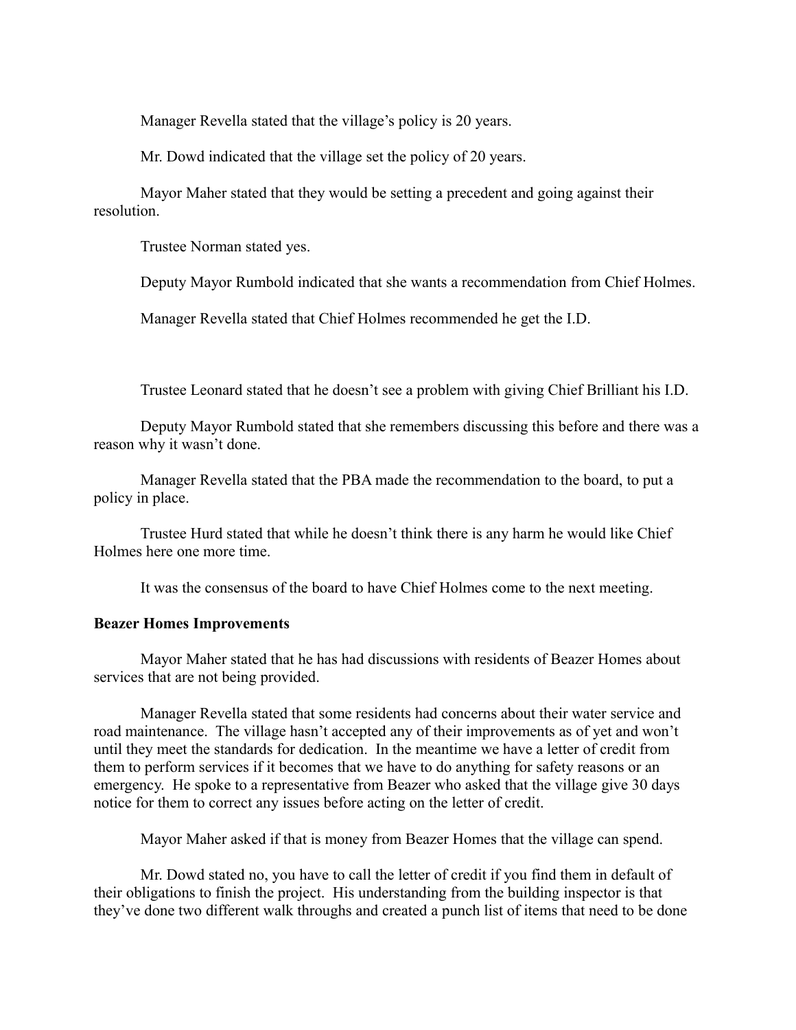Manager Revella stated that the village's policy is 20 years.

Mr. Dowd indicated that the village set the policy of 20 years.

Mayor Maher stated that they would be setting a precedent and going against their resolution.

Trustee Norman stated yes.

Deputy Mayor Rumbold indicated that she wants a recommendation from Chief Holmes.

Manager Revella stated that Chief Holmes recommended he get the I.D.

Trustee Leonard stated that he doesn't see a problem with giving Chief Brilliant his I.D.

Deputy Mayor Rumbold stated that she remembers discussing this before and there was a reason why it wasn't done.

Manager Revella stated that the PBA made the recommendation to the board, to put a policy in place.

Trustee Hurd stated that while he doesn't think there is any harm he would like Chief Holmes here one more time.

It was the consensus of the board to have Chief Holmes come to the next meeting.

**Beazer Homes Improvements**

Mayor Maher stated that he has had discussions with residents of Beazer Homes about services that are not being provided.

Manager Revella stated that some residents had concerns about their water service and road maintenance. The village hasn't accepted any of their improvements as of yet and won't until they meet the standards for dedication. In the meantime we have a letter of credit from them to perform services if it becomes that we have to do anything for safety reasons or an emergency. He spoke to a representative from Beazer who asked that the village give 30 days notice for them to correct any issues before acting on the letter of credit.

Mayor Maher asked if that is money from Beazer Homes that the village can spend.

Mr. Dowd stated no, you have to call the letter of credit if you find them in default of their obligations to finish the project. His understanding from the building inspector is that they've done two different walk throughs and created a punch list of items that need to be done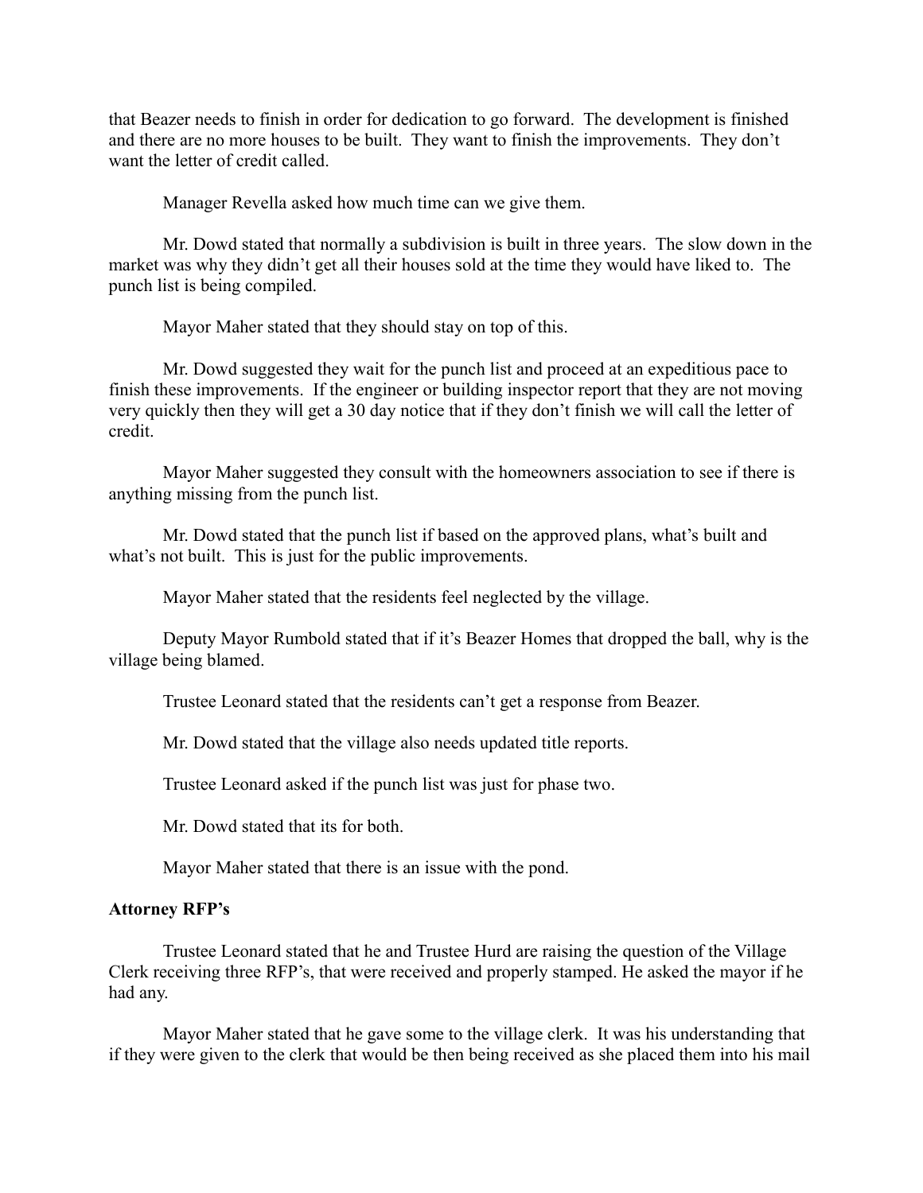that Beazer needs to finish in order for dedication to go forward. The development is finished and there are no more houses to be built. They want to finish the improvements. They don't want the letter of credit called.

Manager Revella asked how much time can we give them.

Mr. Dowd stated that normally a subdivision is built in three years. The slow down in the market was why they didn't get all their houses sold at the time they would have liked to. The punch list is being compiled.

Mayor Maher stated that they should stay on top of this.

Mr. Dowd suggested they wait for the punch list and proceed at an expeditious pace to finish these improvements. If the engineer or building inspector report that they are not moving very quickly then they will get a 30 day notice that if they don't finish we will call the letter of credit.

Mayor Maher suggested they consult with the homeowners association to see if there is anything missing from the punch list.

Mr. Dowd stated that the punch list if based on the approved plans, what's built and what's not built. This is just for the public improvements.

Mayor Maher stated that the residents feel neglected by the village.

Deputy Mayor Rumbold stated that if it's Beazer Homes that dropped the ball, why is the village being blamed.

Trustee Leonard stated that the residents can't get a response from Beazer.

Mr. Dowd stated that the village also needs updated title reports.

Trustee Leonard asked if the punch list was just for phase two.

Mr. Dowd stated that its for both.

Mayor Maher stated that there is an issue with the pond.

**Attorney RFP's**

Trustee Leonard stated that he and Trustee Hurd are raising the question of the Village Clerk receiving three RFP's, that were received and properly stamped. He asked the mayor if he had any.

Mayor Maher stated that he gave some to the village clerk. It was his understanding that if they were given to the clerk that would be then being received as she placed them into his mail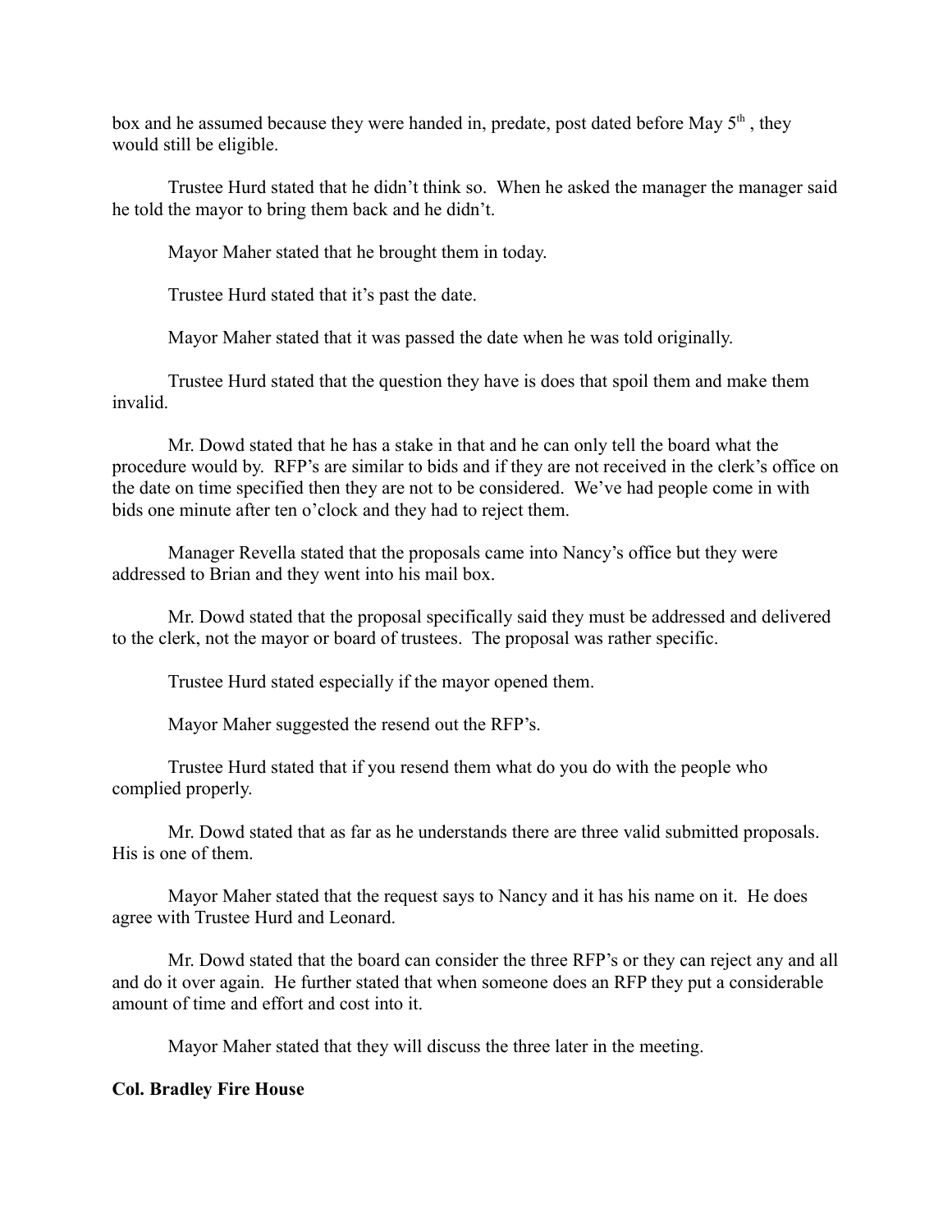box and he assumed because they were handed in, predate, post dated before May 5th , they would still be eligible.

Trustee Hurd stated that he didn't think so. When he asked the manager the manager said he told the mayor to bring them back and he didn't.

Mayor Maher stated that he brought them in today.

Trustee Hurd stated that it's past the date.

Mayor Maher stated that it was passed the date when he was told originally.

Trustee Hurd stated that the question they have is does that spoil them and make them invalid.

Mr. Dowd stated that he has a stake in that and he can only tell the board what the procedure would by. RFP's are similar to bids and if they are not received in the clerk's office on the date on time specified then they are not to be considered. We've had people come in with bids one minute after ten o'clock and they had to reject them.

Manager Revella stated that the proposals came into Nancy's office but they were addressed to Brian and they went into his mail box.

Mr. Dowd stated that the proposal specifically said they must be addressed and delivered to the clerk, not the mayor or board of trustees. The proposal was rather specific.

Trustee Hurd stated especially if the mayor opened them.

Mayor Maher suggested the resend out the RFP's.

Trustee Hurd stated that if you resend them what do you do with the people who complied properly.

Mr. Dowd stated that as far as he understands there are three valid submitted proposals. His is one of them.

Mayor Maher stated that the request says to Nancy and it has his name on it. He does agree with Trustee Hurd and Leonard.

Mr. Dowd stated that the board can consider the three RFP's or they can reject any and all and do it over again. He further stated that when someone does an RFP they put a considerable amount of time and effort and cost into it.

Mayor Maher stated that they will discuss the three later in the meeting.

**Col. Bradley Fire House**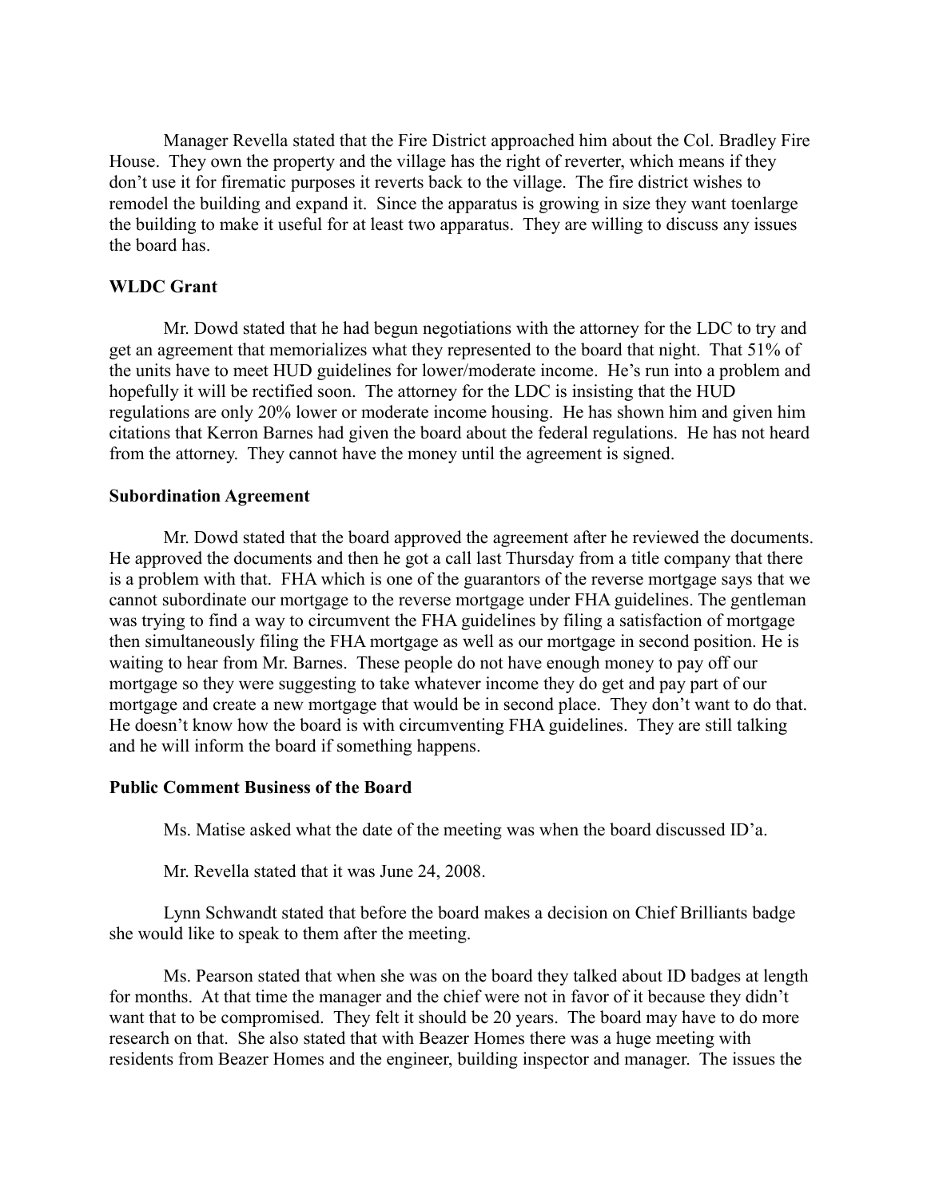Manager Revella stated that the Fire District approached him about the Col. Bradley Fire House. They own the property and the village has the right of reverter, which means if they don't use it for firematic purposes it reverts back to the village. The fire district wishes to remodel the building and expand it. Since the apparatus is growing in size they want toenlarge the building to make it useful for at least two apparatus. They are willing to discuss any issues the board has.

**WLDC Grant**

Mr. Dowd stated that he had begun negotiations with the attorney for the LDC to try and get an agreement that memorializes what they represented to the board that night. That 51% of the units have to meet HUD guidelines for lower/moderate income. He's run into a problem and hopefully it will be rectified soon. The attorney for the LDC is insisting that the HUD regulations are only 20% lower or moderate income housing. He has shown him and given him citations that Kerron Barnes had given the board about the federal regulations. He has not heard from the attorney. They cannot have the money until the agreement is signed.

**Subordination Agreement**

Mr. Dowd stated that the board approved the agreement after he reviewed the documents. He approved the documents and then he got a call last Thursday from a title company that there is a problem with that. FHA which is one of the guarantors of the reverse mortgage says that we cannot subordinate our mortgage to the reverse mortgage under FHA guidelines. The gentleman was trying to find a way to circumvent the FHA guidelines by filing a satisfaction of mortgage then simultaneously filing the FHA mortgage as well as our mortgage in second position. He is waiting to hear from Mr. Barnes. These people do not have enough money to pay off our mortgage so they were suggesting to take whatever income they do get and pay part of our mortgage and create a new mortgage that would be in second place. They don't want to do that. He doesn't know how the board is with circumventing FHA guidelines. They are still talking and he will inform the board if something happens.

**Public Comment Business of the Board**

Ms. Matise asked what the date of the meeting was when the board discussed ID'a.

Mr. Revella stated that it was June 24, 2008.

Lynn Schwandt stated that before the board makes a decision on Chief Brilliants badge she would like to speak to them after the meeting.

Ms. Pearson stated that when she was on the board they talked about ID badges at length for months. At that time the manager and the chief were not in favor of it because they didn't want that to be compromised. They felt it should be 20 years. The board may have to do more research on that. She also stated that with Beazer Homes there was a huge meeting with residents from Beazer Homes and the engineer, building inspector and manager. The issues the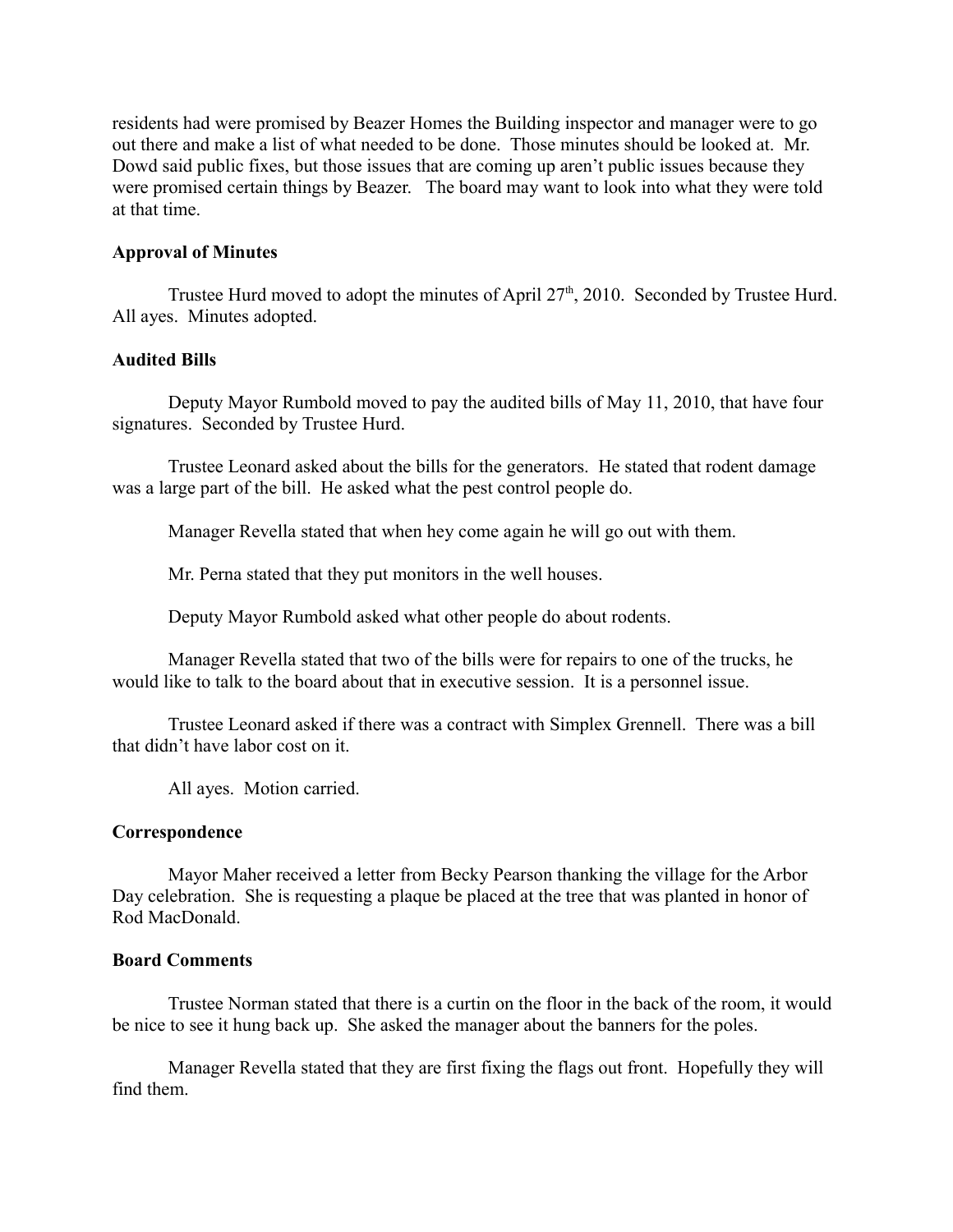residents had were promised by Beazer Homes the Building inspector and manager were to go out there and make a list of what needed to be done. Those minutes should be looked at. Mr. Dowd said public fixes, but those issues that are coming up aren't public issues because they were promised certain things by Beazer. The board may want to look into what they were told at that time.

**Approval of Minutes**

Trustee Hurd moved to adopt the minutes of April 27th, 2010. Seconded by Trustee Hurd. All ayes. Minutes adopted.

**Audited Bills**

Deputy Mayor Rumbold moved to pay the audited bills of May 11, 2010, that have four signatures. Seconded by Trustee Hurd.

Trustee Leonard asked about the bills for the generators. He stated that rodent damage was a large part of the bill. He asked what the pest control people do.

Manager Revella stated that when hey come again he will go out with them.

Mr. Perna stated that they put monitors in the well houses.

Deputy Mayor Rumbold asked what other people do about rodents.

Manager Revella stated that two of the bills were for repairs to one of the trucks, he would like to talk to the board about that in executive session. It is a personnel issue.

Trustee Leonard asked if there was a contract with Simplex Grennell. There was a bill that didn't have labor cost on it.

All ayes. Motion carried.

**Correspondence**

Mayor Maher received a letter from Becky Pearson thanking the village for the Arbor Day celebration. She is requesting a plaque be placed at the tree that was planted in honor of Rod MacDonald.

**Board Comments**

Trustee Norman stated that there is a curtin on the floor in the back of the room, it would be nice to see it hung back up. She asked the manager about the banners for the poles.

Manager Revella stated that they are first fixing the flags out front. Hopefully they will find them.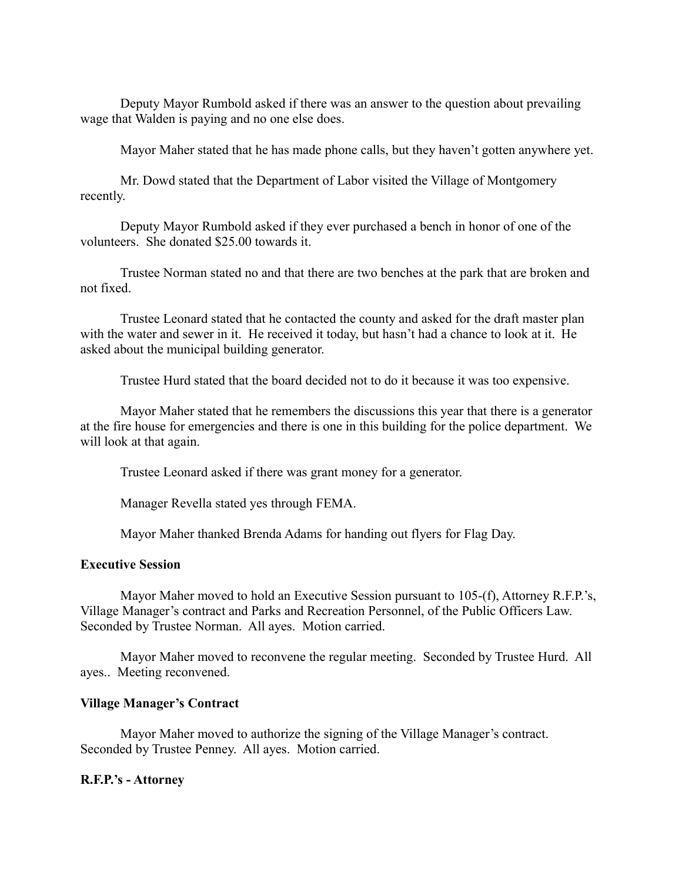Deputy Mayor Rumbold asked if there was an answer to the question about prevailing wage that Walden is paying and no one else does.

Mayor Maher stated that he has made phone calls, but they haven't gotten anywhere yet.

Mr. Dowd stated that the Department of Labor visited the Village of Montgomery recently.

Deputy Mayor Rumbold asked if they ever purchased a bench in honor of one of the volunteers. She donated $25.00 towards it.

Trustee Norman stated no and that there are two benches at the park that are broken and not fixed.

Trustee Leonard stated that he contacted the county and asked for the draft master plan with the water and sewer in it. He received it today, but hasn't had a chance to look at it. He asked about the municipal building generator.

Trustee Hurd stated that the board decided not to do it because it was too expensive.

Mayor Maher stated that he remembers the discussions this year that there is a generator at the fire house for emergencies and there is one in this building for the police department. We will look at that again.

Trustee Leonard asked if there was grant money for a generator.

Manager Revella stated yes through FEMA.

Mayor Maher thanked Brenda Adams for handing out flyers for Flag Day.

**Executive Session**

Mayor Maher moved to hold an Executive Session pursuant to 105-(f), Attorney R.F.P.'s, Village Manager's contract and Parks and Recreation Personnel, of the Public Officers Law. Seconded by Trustee Norman. All ayes. Motion carried.

Mayor Maher moved to reconvene the regular meeting. Seconded by Trustee Hurd. All ayes.. Meeting reconvened.

**Village Manager's Contract**

Mayor Maher moved to authorize the signing of the Village Manager's contract. Seconded by Trustee Penney. All ayes. Motion carried.

**R.F.P.'s - Attorney**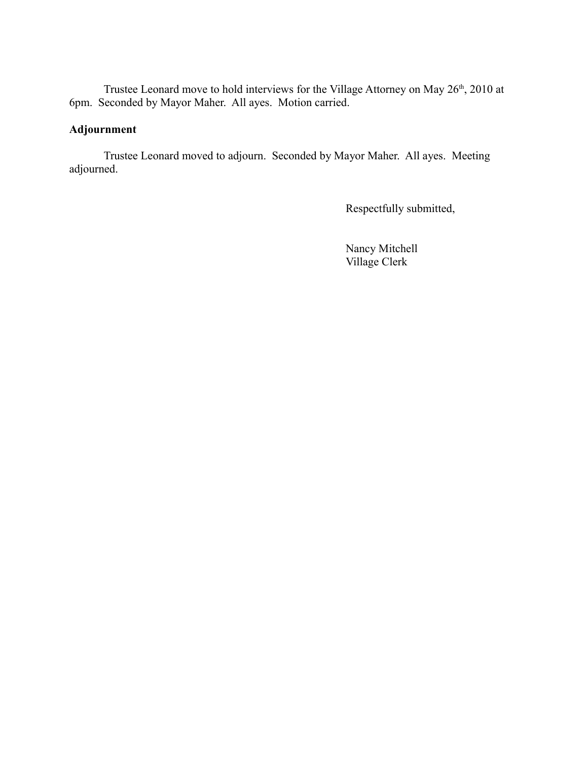Trustee Leonard move to hold interviews for the Village Attorney on May 26th, 2010 at 6pm. Seconded by Mayor Maher. All ayes. Motion carried.

**Adjournment**

Trustee Leonard moved to adjourn. Seconded by Mayor Maher. All ayes. Meeting adjourned.

Respectfully submitted,

Nancy Mitchell
Village Clerk